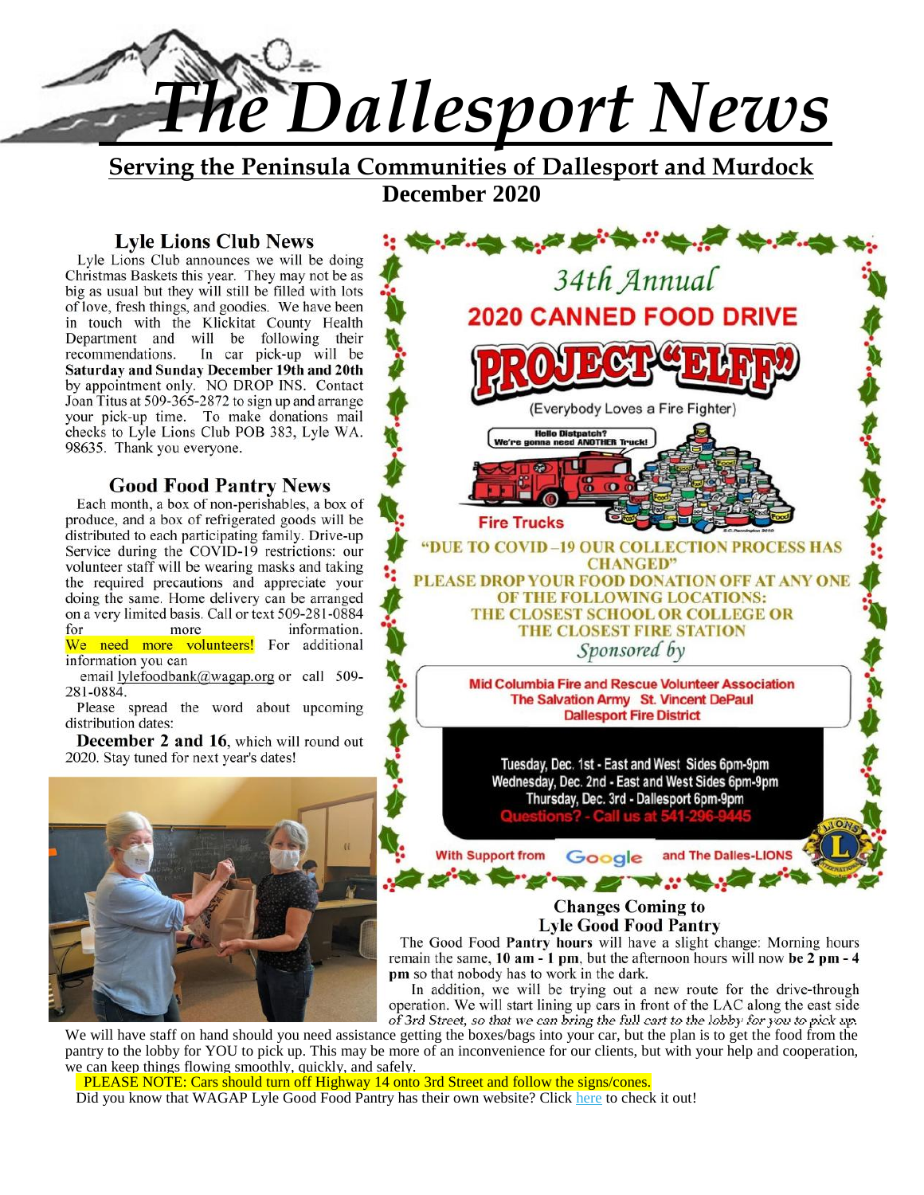# The Dallesport News

**Serving the Peninsula Communities of Dallesport and Murdock**

**December 2020**

### Lyle Lions Club News

Lyle Lions Club announces we will be doing Christmas Baskets this year. They may not be as big as usual but they will still be filled with lots of love, fresh things, and goodies. We have been in touch with the Klickitat County Health Department and will be following their recommendations. In car pick-up will be **Saturday and Sunday December 19th and 20th** by appointment only. NO DROP INS. Contact Joan Titus at 509-365-2872 to sign up and arrange your pick-up time. To make donations mail checks to Lyle Lions Club POB 383, Lyle WA. 98635. Thank you everyone.

### Good Food Pantry News

Each month, a box of non-perishables, a box of produce, and a box of refrigerated goods will be distributed to each participating family. Drive-up Service during the COVID-19 restrictions: our volunteer staff will be wearing masks and taking the required precautions and appreciate your doing the same. Home delivery can be arranged on a very limited basis. Call or text 509-281-0884 for more information. We need more volunteers! For additional information you can email lylefoodbank@wagap.org or call 509-281-0884.

Please spread the word about upcoming distribution dates:

**December 2 and 16**, which will round out 2020. Stay tuned for next year's dates!

*34th Annual*

**2020 CANNED FOOD DRIVE**

**PROJECT "ELFF"**

(Everybody Loves a Fire Fighter)

Hello Distpatch? We're gonna need ANOTHER Truck!

Fire Trucks

**"DUE TO COVID –19 OUR COLLECTION PROCESS HAS CHANGED"**

**PLEASE DROP YOUR FOOD DONATION OFF AT ANY ONE OF THE FOLLOWING LOCATIONS:**
**THE CLOSEST SCHOOL OR COLLEGE OR THE CLOSEST FIRE STATION**

*Sponsored by*

**Mid Columbia Fire and Rescue Volunteer Association**
**The Salvation Army St. Vincent DePaul**
**Dallesport Fire District**

Tuesday, Dec. 1st - East and West Sides 6pm-9pm
Wednesday, Dec. 2nd - East and West Sides 6pm-9pm
Thursday, Dec. 3rd - Dallesport 6pm-9pm
Questions? - Call us at 541-296-9445

With Support from Google and The Dalles-LIONS

### Changes Coming to Lyle Good Food Pantry

The Good Food **Pantry hours** will have a slight change: Morning hours remain the same, **10 am - 1 pm**, but the afternoon hours will now **be 2 pm - 4 pm** so that nobody has to work in the dark.

In addition, we will be trying out a new route for the drive-through operation. We will start lining up cars in front of the LAC along the east side of 3rd Street, so that we can bring the full cart to the lobby for you to pick up. We will have staff on hand should you need assistance getting the boxes/bags into your car, but the plan is to get the food from the pantry to the lobby for YOU to pick up. This may be more of an inconvenience for our clients, but with your help and cooperation, we can keep things flowing smoothly, quickly, and safely.

PLEASE NOTE: Cars should turn off Highway 14 onto 3rd Street and follow the signs/cones.

Did you know that WAGAP Lyle Good Food Pantry has their own website? Click here to check it out!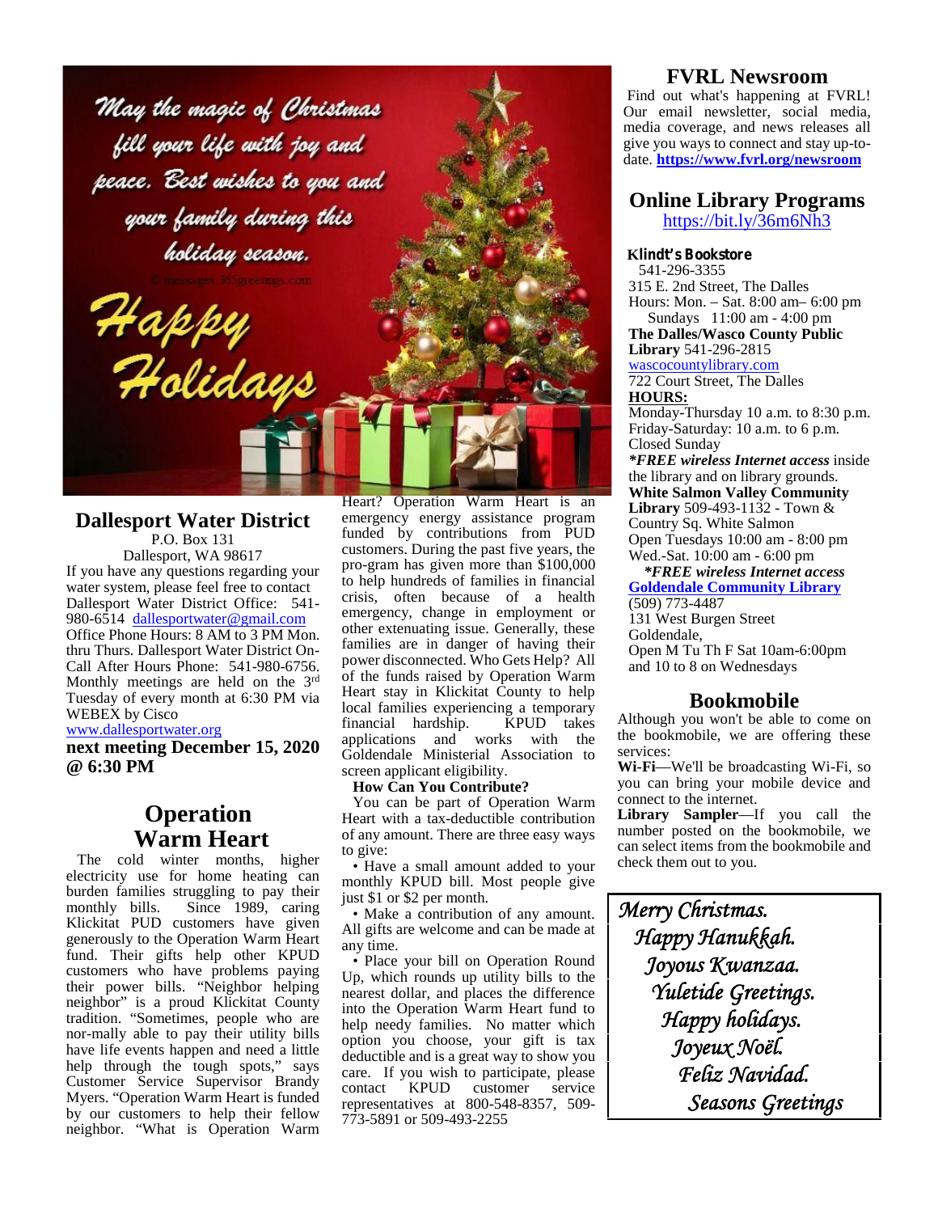May the magic of Christmas fill your life with joy and peace. Best wishes to you and your family during this holiday season.

© messages.365greetings.com

Happy Holidays

## Dallesport Water District

P.O. Box 131
Dallesport, WA 98617

If you have any questions regarding your water system, please feel free to contact Dallesport Water District Office: 541-980-6514 dallesportwater@gmail.com Office Phone Hours: 8 AM to 3 PM Mon. thru Thurs. Dallesport Water District On-Call After Hours Phone: 541-980-6756. Monthly meetings are held on the 3rd Tuesday of every month at 6:30 PM via WEBEX by Cisco
www.dallesportwater.org

**next meeting December 15, 2020 @ 6:30 PM**

## Operation Warm Heart

The cold winter months, higher electricity use for home heating can burden families struggling to pay their monthly bills. Since 1989, caring Klickitat PUD customers have given generously to the Operation Warm Heart fund. Their gifts help other KPUD customers who have problems paying their power bills. "Neighbor helping neighbor" is a proud Klickitat County tradition. "Sometimes, people who are nor-mally able to pay their utility bills have life events happen and need a little help through the tough spots," says Customer Service Supervisor Brandy Myers. "Operation Warm Heart is funded by our customers to help their fellow neighbor. "What is Operation Warm Heart? Operation Warm Heart is an emergency energy assistance program funded by contributions from PUD customers. During the past five years, the pro-gram has given more than $100,000 to help hundreds of families in financial crisis, often because of a health emergency, change in employment or other extenuating issue. Generally, these families are in danger of having their power disconnected. Who Gets Help? All of the funds raised by Operation Warm Heart stay in Klickitat County to help local families experiencing a temporary financial hardship. KPUD takes applications and works with the Goldendale Ministerial Association to screen applicant eligibility.

**How Can You Contribute?**

You can be part of Operation Warm Heart with a tax-deductible contribution of any amount. There are three easy ways to give:

- Have a small amount added to your monthly KPUD bill. Most people give just $1 or $2 per month.
- Make a contribution of any amount. All gifts are welcome and can be made at any time.
- Place your bill on Operation Round Up, which rounds up utility bills to the nearest dollar, and places the difference into the Operation Warm Heart fund to help needy families. No matter which option you choose, your gift is tax deductible and is a great way to show you care. If you wish to participate, please contact KPUD customer service representatives at 800-548-8357, 509-773-5891 or 509-493-2255

## FVRL Newsroom

Find out what's happening at FVRL! Our email newsletter, social media, media coverage, and news releases all give you ways to connect and stay up-to-date. **https://www.fvrl.org/newsroom**

## Online Library Programs

https://bit.ly/36m6Nh3

**Klindt's Bookstore**
541-296-3355
315 E. 2nd Street, The Dalles
Hours: Mon. – Sat. 8:00 am– 6:00 pm
Sundays 11:00 am - 4:00 pm

**The Dalles/Wasco County Public Library** 541-296-2815
wascocountylibrary.com
722 Court Street, The Dalles
**HOURS:**
Monday-Thursday 10 a.m. to 8:30 p.m.
Friday-Saturday: 10 a.m. to 6 p.m.
Closed Sunday
***FREE wireless Internet access** inside the library and on library grounds.

**White Salmon Valley Community Library** 509-493-1132 - Town & Country Sq. White Salmon
Open Tuesdays 10:00 am - 8:00 pm
Wed.-Sat. 10:00 am - 6:00 pm
***FREE wireless Internet access***

**Goldendale Community Library**
(509) 773-4487
131 West Burgen Street
Goldendale,
Open M Tu Th F Sat 10am-6:00pm and 10 to 8 on Wednesdays

## Bookmobile

Although you won't be able to come on the bookmobile, we are offering these services:

**Wi-Fi**—We'll be broadcasting Wi-Fi, so you can bring your mobile device and connect to the internet.

**Library Sampler**—If you call the number posted on the bookmobile, we can select items from the bookmobile and check them out to you.

*Merry Christmas.*
*Happy Hanukkah.*
*Joyous Kwanzaa.*
*Yuletide Greetings.*
*Happy holidays.*
*Joyeux Noël.*
*Feliz Navidad.*
*Seasons Greetings*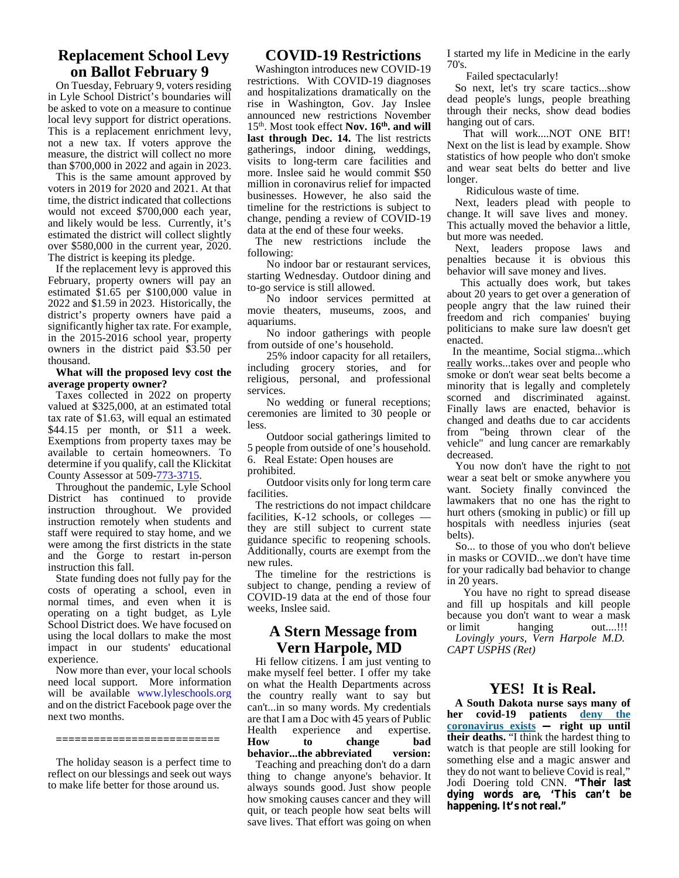## Replacement School Levy on Ballot February 9

On Tuesday, February 9, voters residing in Lyle School District's boundaries will be asked to vote on a measure to continue local levy support for district operations. This is a replacement enrichment levy, not a new tax. If voters approve the measure, the district will collect no more than $700,000 in 2022 and again in 2023.

This is the same amount approved by voters in 2019 for 2020 and 2021. At that time, the district indicated that collections would not exceed $700,000 each year, and likely would be less. Currently, it's estimated the district will collect slightly over $580,000 in the current year, 2020. The district is keeping its pledge.

If the replacement levy is approved this February, property owners will pay an estimated $1.65 per $100,000 value in 2022 and $1.59 in 2023. Historically, the district's property owners have paid a significantly higher tax rate. For example, in the 2015-2016 school year, property owners in the district paid $3.50 per thousand.

**What will the proposed levy cost the average property owner?**

Taxes collected in 2022 on property valued at $325,000, at an estimated total tax rate of $1.63, will equal an estimated $44.15 per month, or $11 a week. Exemptions from property taxes may be available to certain homeowners. To determine if you qualify, call the Klickitat County Assessor at 509-773-3715.

Throughout the pandemic, Lyle School District has continued to provide instruction throughout. We provided instruction remotely when students and staff were required to stay home, and we were among the first districts in the state and the Gorge to restart in-person instruction this fall.

State funding does not fully pay for the costs of operating a school, even in normal times, and even when it is operating on a tight budget, as Lyle School District does. We have focused on using the local dollars to make the most impact in our students' educational experience.

Now more than ever, your local schools need local support. More information will be available www.lyleschools.org and on the district Facebook page over the next two months.

=========================

The holiday season is a perfect time to reflect on our blessings and seek out ways to make life better for those around us.

## COVID-19 Restrictions

Washington introduces new COVID-19 restrictions. With COVID-19 diagnoses and hospitalizations dramatically on the rise in Washington, Gov. Jay Inslee announced new restrictions November 15th. Most took effect **Nov. 16th. and will last through Dec. 14.** The list restricts gatherings, indoor dining, weddings, visits to long-term care facilities and more. Inslee said he would commit $50 million in coronavirus relief for impacted businesses. However, he also said the timeline for the restrictions is subject to change, pending a review of COVID-19 data at the end of these four weeks.

The new restrictions include the following:

No indoor bar or restaurant services, starting Wednesday. Outdoor dining and to-go service is still allowed.

No indoor services permitted at movie theaters, museums, zoos, and aquariums.

No indoor gatherings with people from outside of one's household.

25% indoor capacity for all retailers, including grocery stories, and for religious, personal, and professional services.

No wedding or funeral receptions; ceremonies are limited to 30 people or less.

Outdoor social gatherings limited to 5 people from outside of one's household.

6. Real Estate: Open houses are prohibited.

Outdoor visits only for long term care facilities.

The restrictions do not impact childcare facilities, K-12 schools, or colleges — they are still subject to current state guidance specific to reopening schools. Additionally, courts are exempt from the new rules.

The timeline for the restrictions is subject to change, pending a review of COVID-19 data at the end of those four weeks, Inslee said.

## A Stern Message from Vern Harpole, MD

Hi fellow citizens. I am just venting to make myself feel better. I offer my take on what the Health Departments across the country really want to say but can't...in so many words. My credentials are that I am a Doc with 45 years of Public Health experience and expertise. **How to change bad behavior...the abbreviated version:**

Teaching and preaching don't do a darn thing to change anyone's behavior. It always sounds good. Just show people how smoking causes cancer and they will quit, or teach people how seat belts will save lives. That effort was going on when I started my life in Medicine in the early 70's.

Failed spectacularly!

So next, let's try scare tactics...show dead people's lungs, people breathing through their necks, show dead bodies hanging out of cars.

That will work....NOT ONE BIT! Next on the list is lead by example. Show statistics of how people who don't smoke and wear seat belts do better and live longer.

Ridiculous waste of time.

Next, leaders plead with people to change. It will save lives and money. This actually moved the behavior a little, but more was needed.

Next, leaders propose laws and penalties because it is obvious this behavior will save money and lives.

This actually does work, but takes about 20 years to get over a generation of people angry that the law ruined their freedom and rich companies' buying politicians to make sure law doesn't get enacted.

In the meantime, Social stigma...which really works...takes over and people who smoke or don't wear seat belts become a minority that is legally and completely scorned and discriminated against. Finally laws are enacted, behavior is changed and deaths due to car accidents from "being thrown clear of the vehicle" and lung cancer are remarkably decreased.

You now don't have the right to not wear a seat belt or smoke anywhere you want. Society finally convinced the lawmakers that no one has the right to hurt others (smoking in public) or fill up hospitals with needless injuries (seat belts).

So... to those of you who don't believe in masks or COVID...we don't have time for your radically bad behavior to change in 20 years.

You have no right to spread disease and fill up hospitals and kill people because you don't want to wear a mask or limit hanging out....!!!

*Lovingly yours, Vern Harpole M.D. CAPT USPHS (Ret)*

## YES! It is Real.

**A South Dakota nurse says many of her covid-19 patients deny the coronavirus exists — right up until their deaths.** "I think the hardest thing to watch is that people are still looking for something else and a magic answer and they do not want to believe Covid is real," Jodi Doering told CNN. **"Their last dying words are, 'This can't be happening. It's not real."**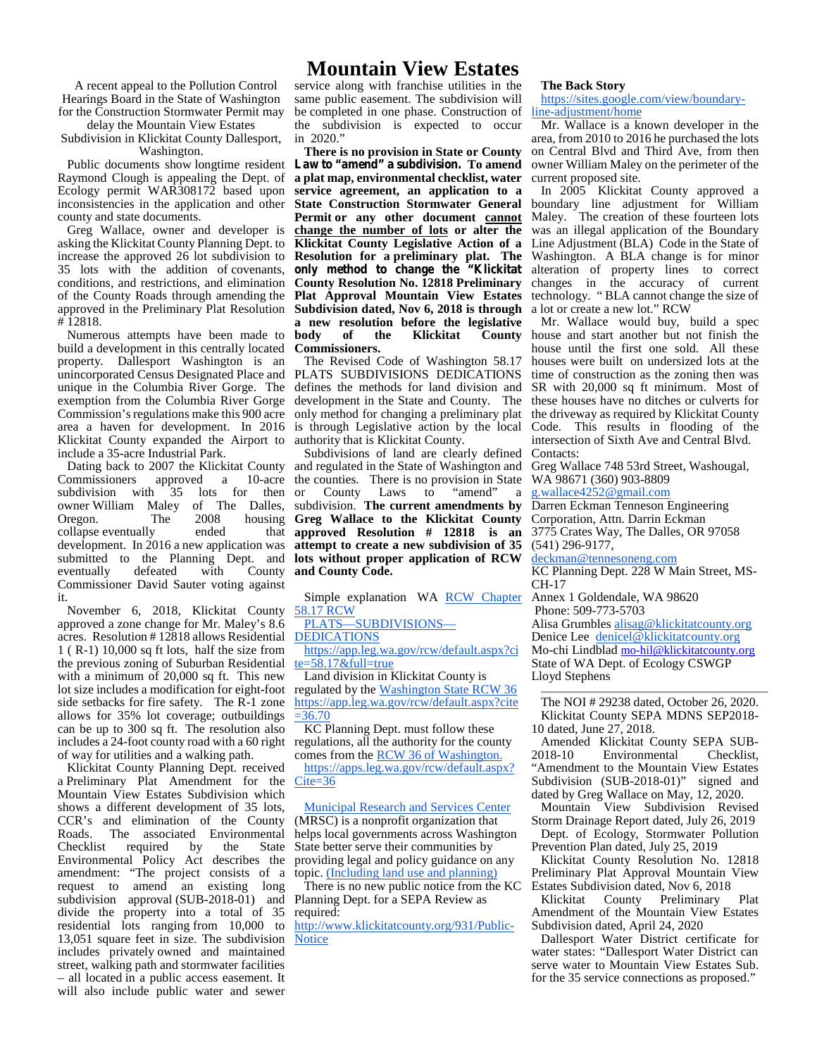# Mountain View Estates

A recent appeal to the Pollution Control Hearings Board in the State of Washington for the Construction Stormwater Permit may delay the Mountain View Estates Subdivision in Klickitat County Dallesport, Washington.

Public documents show longtime resident Raymond Clough is appealing the Dept. of Ecology permit WAR308172 based upon inconsistencies in the application and other county and state documents.

Greg Wallace, owner and developer is asking the Klickitat County Planning Dept. to increase the approved 26 lot subdivision to 35 lots with the addition of covenants, conditions, and restrictions, and elimination of the County Roads through amending the approved in the Preliminary Plat Resolution # 12818.

Numerous attempts have been made to build a development in this centrally located property. Dallesport Washington is an unincorporated Census Designated Place and unique in the Columbia River Gorge. The exemption from the Columbia River Gorge Commission's regulations make this 900 acre area a haven for development. In 2016 Klickitat County expanded the Airport to include a 35-acre Industrial Park.

Dating back to 2007 the Klickitat County Commissioners approved a 10-acre subdivision with 35 lots for then owner William Maley of The Dalles, Oregon. The 2008 housing collapse eventually ended that development. In 2016 a new application was submitted to the Planning Dept. and eventually defeated with County Commissioner David Sauter voting against it.

November 6, 2018, Klickitat County approved a zone change for Mr. Maley's 8.6 acres. Resolution # 12818 allows Residential 1 ( R-1) 10,000 sq ft lots, half the size from the previous zoning of Suburban Residential with a minimum of 20,000 sq ft. This new lot size includes a modification for eight-foot side setbacks for fire safety. The R-1 zone allows for 35% lot coverage; outbuildings can be up to 300 sq ft. The resolution also includes a 24-foot county road with a 60 right of way for utilities and a walking path.

Klickitat County Planning Dept. received a Preliminary Plat Amendment for the Mountain View Estates Subdivision which shows a different development of 35 lots, CCR's and elimination of the County Roads. The associated Environmental Checklist required by the State Environmental Policy Act describes the amendment: "The project consists of a request to amend an existing long subdivision approval (SUB-2018-01) and divide the property into a total of 35 residential lots ranging from 10,000 to 13,051 square feet in size. The subdivision includes privately owned and maintained street, walking path and stormwater facilities – all located in a public access easement. It will also include public water and sewer service along with franchise utilities in the same public easement. The subdivision will be completed in one phase. Construction of the subdivision is expected to occur in 2020."

**There is no provision in State or County Law to "amend" a subdivision. To amend a plat map, environmental checklist, water service agreement, an application to a State Construction Stormwater General Permit or any other document <u>cannot change the number of lots</u> or alter the Klickitat County Legislative Action of a Resolution for a preliminary plat. The only method to change the "Klickitat County Resolution No. 12818 Preliminary Plat Approval Mountain View Estates Subdivision dated, Nov 6, 2018 is through a new resolution before the legislative body of the Klickitat County Commissioners.**

The Revised Code of Washington 58.17 PLATS SUBDIVISIONS DEDICATIONS defines the methods for land division and development in the State and County. The only method for changing a preliminary plat is through Legislative action by the local authority that is Klickitat County.

Subdivisions of land are clearly defined and regulated in the State of Washington and the counties. There is no provision in State or County Laws to "amend" a subdivision. **The current amendments by Greg Wallace to the Klickitat County approved Resolution # 12818 is an attempt to create a new subdivision of 35 lots without proper application of RCW and County Code.**

Simple explanation WA RCW Chapter 58.17 RCW
PLATS—SUBDIVISIONS—DEDICATIONS
https://app.leg.wa.gov/rcw/default.aspx?cite=58.17&full=true

Land division in Klickitat County is regulated by the Washington State RCW 36
https://app.leg.wa.gov/rcw/default.aspx?cite=36.70

KC Planning Dept. must follow these regulations, all the authority for the county comes from the RCW 36 of Washington.
https://apps.leg.wa.gov/rcw/default.aspx?Cite=36

Municipal Research and Services Center (MRSC) is a nonprofit organization that helps local governments across Washington State better serve their communities by providing legal and policy guidance on any topic. (Including land use and planning)

There is no new public notice from the KC Planning Dept. for a SEPA Review as required:
http://www.klickitatcounty.org/931/Public-Notice

**The Back Story**

https://sites.google.com/view/boundary-line-adjustment/home

Mr. Wallace is a known developer in the area, from 2010 to 2016 he purchased the lots on Central Blvd and Third Ave, from then owner William Maley on the perimeter of the current proposed site.

In 2005 Klickitat County approved a boundary line adjustment for William Maley. The creation of these fourteen lots was an illegal application of the Boundary Line Adjustment (BLA) Code in the State of Washington. A BLA change is for minor alteration of property lines to correct changes in the accuracy of current technology. " BLA cannot change the size of a lot or create a new lot." RCW

Mr. Wallace would buy, build a spec house and start another but not finish the house until the first one sold. All these houses were built on undersized lots at the time of construction as the zoning then was SR with 20,000 sq ft minimum. Most of these houses have no ditches or culverts for the driveway as required by Klickitat County Code. This results in flooding of the intersection of Sixth Ave and Central Blvd.

Contacts:
Greg Wallace 748 53rd Street, Washougal, WA 98671 (360) 903-8809
g.wallace4252@gmail.com
Darren Eckman Tenneson Engineering Corporation, Attn. Darrin Eckman
3775 Crates Way, The Dalles, OR 97058
(541) 296-9177,
deckman@tennesoneng.com
KC Planning Dept. 228 W Main Street, MS-CH-17
Annex 1 Goldendale, WA 98620
Phone: 509-773-5703
Alisa Grumbles alisag@klickitatcounty.org
Dept. Dence Lee denicel@klickitatcounty.org
Mo-chi Lindblad mo-hil@klickitatcounty.org
State of WA Dept. of Ecology CSWGP
Lloyd Stephens

---

The NOI # 29238 dated, October 26, 2020.

Klickitat County SEPA MDNS SEP2018-10 dated, June 27, 2018.

Amended Klickitat County SEPA SUB-2018-10 Environmental Checklist, "Amendment to the Mountain View Estates Subdivision (SUB-2018-01)" signed and dated by Greg Wallace on May, 12, 2020.

Mountain View Subdivision Revised Storm Drainage Report dated, July 26, 2019

Dept. of Ecology, Stormwater Pollution Prevention Plan dated, July 25, 2019

Klickitat County Resolution No. 12818 Preliminary Plat Approval Mountain View Estates Subdivision dated, Nov 6, 2018

Klickitat County Preliminary Plat Amendment of the Mountain View Estates Subdivision dated, April 24, 2020

Dallesport Water District certificate for water states: "Dallesport Water District can serve water to Mountain View Estates Sub. for the 35 service connections as proposed."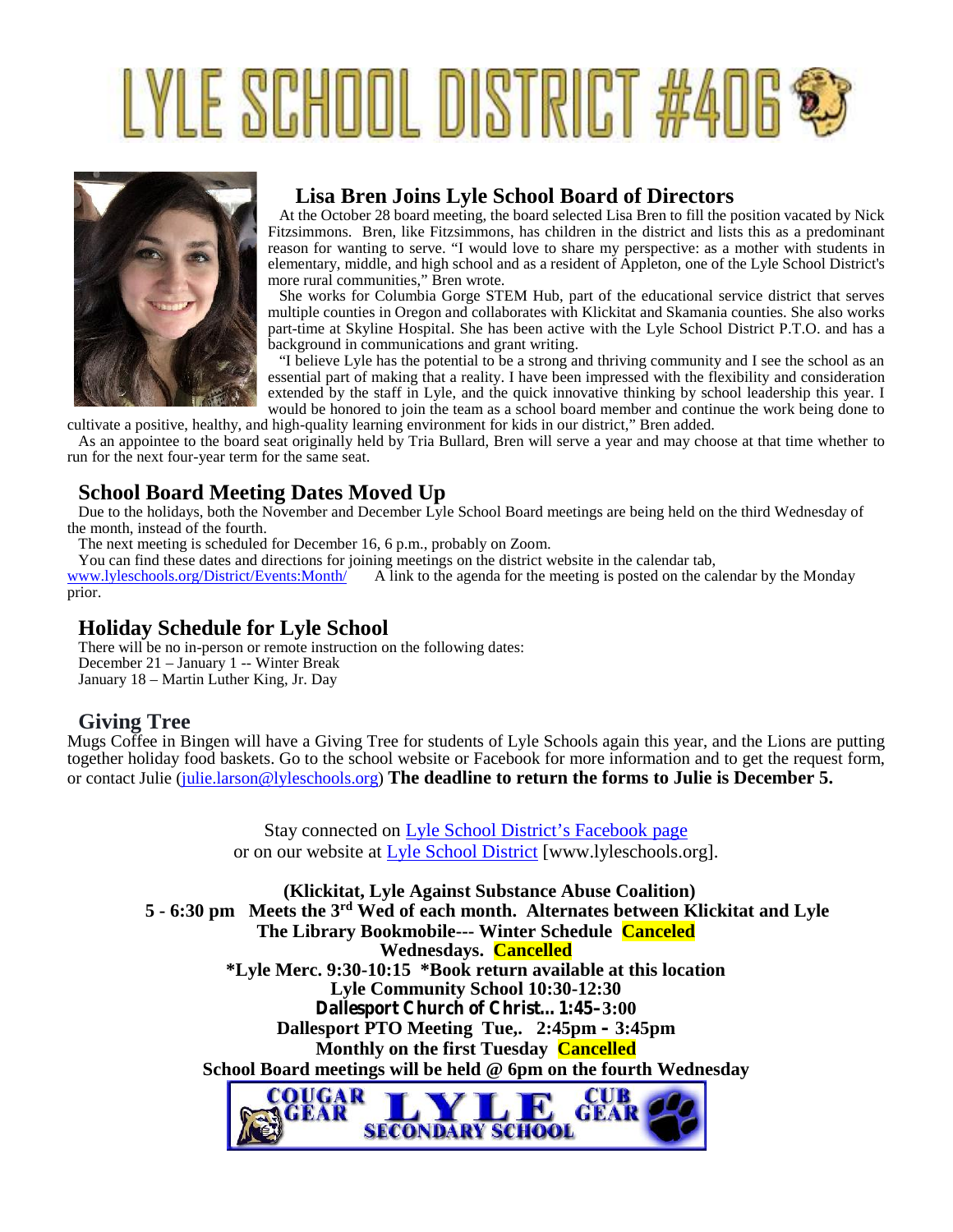# LYLE SCHOOL DISTRICT #406

## Lisa Bren Joins Lyle School Board of Directors

At the October 28 board meeting, the board selected Lisa Bren to fill the position vacated by Nick Fitzsimmons. Bren, like Fitzsimmons, has children in the district and lists this as a predominant reason for wanting to serve. "I would love to share my perspective: as a mother with students in elementary, middle, and high school and as a resident of Appleton, one of the Lyle School District's more rural communities," Bren wrote.

She works for Columbia Gorge STEM Hub, part of the educational service district that serves multiple counties in Oregon and collaborates with Klickitat and Skamania counties. She also works part-time at Skyline Hospital. She has been active with the Lyle School District P.T.O. and has a background in communications and grant writing.

"I believe Lyle has the potential to be a strong and thriving community and I see the school as an essential part of making that a reality. I have been impressed with the flexibility and consideration extended by the staff in Lyle, and the quick innovative thinking by school leadership this year. I would be honored to join the team as a school board member and continue the work being done to cultivate a positive, healthy, and high-quality learning environment for kids in our district," Bren added.

As an appointee to the board seat originally held by Tria Bullard, Bren will serve a year and may choose at that time whether to run for the next four-year term for the same seat.

## School Board Meeting Dates Moved Up

Due to the holidays, both the November and December Lyle School Board meetings are being held on the third Wednesday of the month, instead of the fourth.

The next meeting is scheduled for December 16, 6 p.m., probably on Zoom.

You can find these dates and directions for joining meetings on the district website in the calendar tab, www.lyleschools.org/District/Events:Month/ A link to the agenda for the meeting is posted on the calendar by the Monday prior.

## Holiday Schedule for Lyle School

There will be no in-person or remote instruction on the following dates:
December 21 – January 1 -- Winter Break
January 18 – Martin Luther King, Jr. Day

## Giving Tree

Mugs Coffee in Bingen will have a Giving Tree for students of Lyle Schools again this year, and the Lions are putting together holiday food baskets. Go to the school website or Facebook for more information and to get the request form, or contact Julie (julie.larson@lyleschools.org) **The deadline to return the forms to Julie is December 5.**

Stay connected on Lyle School District's Facebook page
or on our website at Lyle School District [www.lyleschools.org].

**(Klickitat, Lyle Against Substance Abuse Coalition)**
**5 - 6:30 pm Meets the 3rd Wed of each month. Alternates between Klickitat and Lyle**
**The Library Bookmobile--- Winter Schedule Canceled**
**Wednesdays. Cancelled**
**\*Lyle Merc. 9:30-10:15 \*Book return available at this location**
**Lyle Community School 10:30-12:30**
**Dallesport Church of Christ... 1:45–3:00**
**Dallesport PTO Meeting Tue,. 2:45pm – 3:45pm**
**Monthly on the first Tuesday Cancelled**
**School Board meetings will be held @ 6pm on the fourth Wednesday**

COUGAR GEAR LYLE SECONDARY SCHOOL CUB GEAR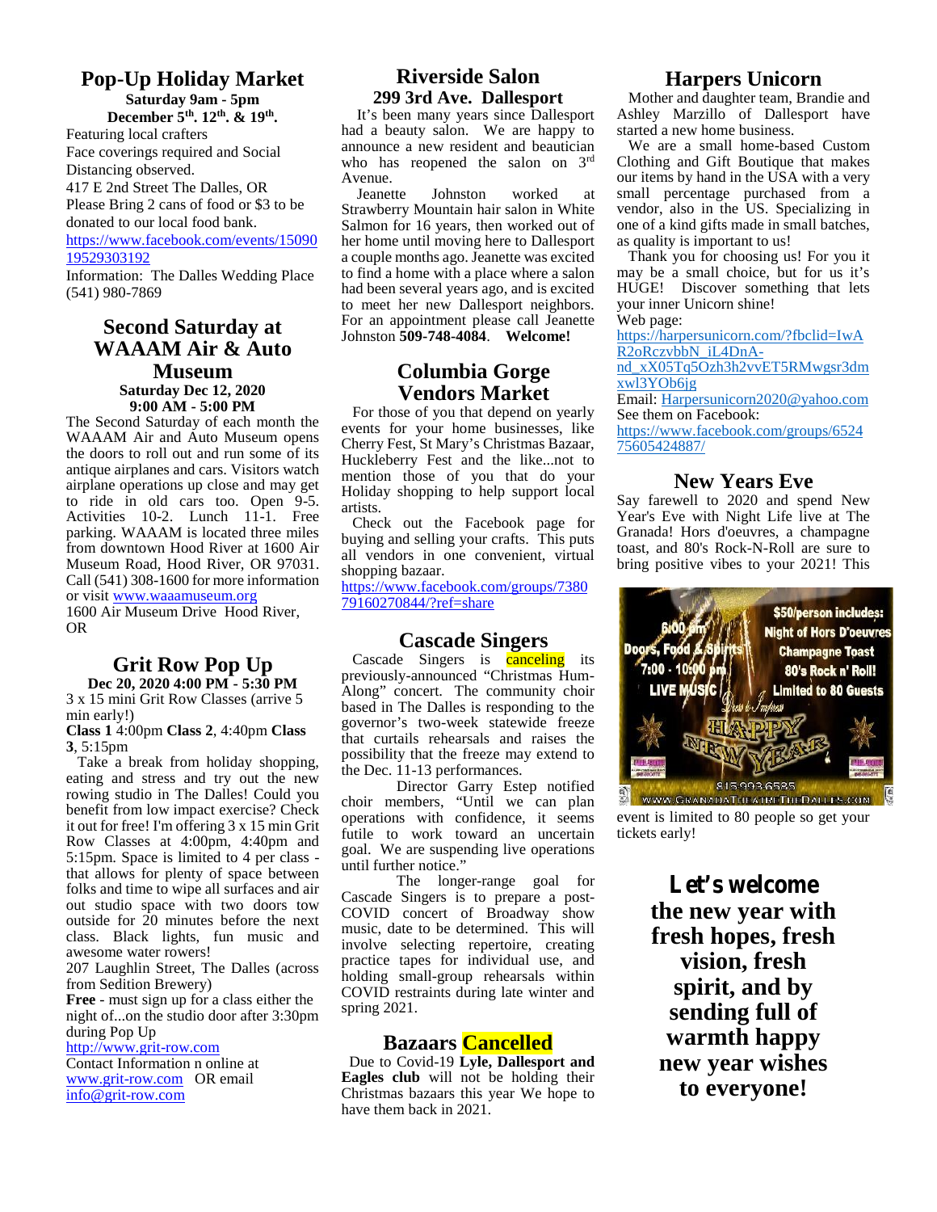## Pop-Up Holiday Market

**Saturday 9am - 5pm**
**December 5th. 12th. & 19th.**

Featuring local crafters
Face coverings required and Social Distancing observed.
417 E 2nd Street The Dalles, OR
Please Bring 2 cans of food or $3 to be donated to our local food bank.
https://www.facebook.com/events/1509019529303192
Information: The Dalles Wedding Place (541) 980-7869

## Second Saturday at WAAAM Air & Auto Museum

**Saturday Dec 12, 2020**
**9:00 AM - 5:00 PM**

The Second Saturday of each month the WAAAM Air and Auto Museum opens the doors to roll out and run some of its antique airplanes and cars. Visitors watch airplane operations up close and may get to ride in old cars too. Open 9-5. Activities 10-2. Lunch 11-1. Free parking. WAAAM is located three miles from downtown Hood River at 1600 Air Museum Road, Hood River, OR 97031. Call (541) 308-1600 for more information or visit www.waaamuseum.org
1600 Air Museum Drive Hood River, OR

## Grit Row Pop Up

**Dec 20, 2020 4:00 PM - 5:30 PM**

3 x 15 mini Grit Row Classes (arrive 5 min early!)
**Class 1** 4:00pm **Class 2**, 4:40pm **Class 3**, 5:15pm

Take a break from holiday shopping, eating and stress and try out the new rowing studio in The Dalles! Could you benefit from low impact exercise? Check it out for free! I'm offering 3 x 15 min Grit Row Classes at 4:00pm, 4:40pm and 5:15pm. Space is limited to 4 per class - that allows for plenty of space between folks and time to wipe all surfaces and air out studio space with two doors tow outside for 20 minutes before the next class. Black lights, fun music and awesome water rowers!
207 Laughlin Street, The Dalles (across from Sedition Brewery)
**Free** - must sign up for a class either the night of...on the studio door after 3:30pm during Pop Up
http://www.grit-row.com
Contact Information n online at www.grit-row.com OR email info@grit-row.com

## Riverside Salon
### 299 3rd Ave. Dallesport

It's been many years since Dallesport had a beauty salon. We are happy to announce a new resident and beautician who has reopened the salon on 3rd Avenue.

Jeanette Johnston worked at Strawberry Mountain hair salon in White Salmon for 16 years, then worked out of her home until moving here to Dallesport a couple months ago. Jeanette was excited to find a home with a place where a salon had been several years ago, and is excited to meet her new Dallesport neighbors. For an appointment please call Jeanette Johnston **509-748-4084**. **Welcome!**

## Columbia Gorge Vendors Market

For those of you that depend on yearly events for your home businesses, like Cherry Fest, St Mary's Christmas Bazaar, Huckleberry Fest and the like...not to mention those of you that do your Holiday shopping to help support local artists.

Check out the Facebook page for buying and selling your crafts. This puts all vendors in one convenient, virtual shopping bazaar.
https://www.facebook.com/groups/738079160270844/?ref=share

## Cascade Singers

Cascade Singers is canceling its previously-announced "Christmas Hum-Along" concert. The community choir based in The Dalles is responding to the governor's two-week statewide freeze that curtails rehearsals and raises the possibility that the freeze may extend to the Dec. 11-13 performances.

Director Garry Estep notified choir members, "Until we can plan operations with confidence, it seems futile to work toward an uncertain goal. We are suspending live operations until further notice."

The longer-range goal for Cascade Singers is to prepare a post-COVID concert of Broadway show music, date to be determined. This will involve selecting repertoire, creating practice tapes for individual use, and holding small-group rehearsals within COVID restraints during late winter and spring 2021.

## Bazaars Cancelled

Due to Covid-19 **Lyle, Dallesport and Eagles club** will not be holding their Christmas bazaars this year We hope to have them back in 2021.

## Harpers Unicorn

Mother and daughter team, Brandie and Ashley Marzillo of Dallesport have started a new home business.

We are a small home-based Custom Clothing and Gift Boutique that makes our items by hand in the USA with a very small percentage purchased from a vendor, also in the US. Specializing in one of a kind gifts made in small batches, as quality is important to us!

Thank you for choosing us! For you it may be a small choice, but for us it's HUGE! Discover something that lets your inner Unicorn shine!
Web page:
https://harpersunicorn.com/?fbclid=IwAR2oRczvbbN_iL4DnA-nd_xX05Tq5Ozh3h2vvET5RMwgsr3dmxwl3YOb6jg
Email: Harpersunicorn2020@yahoo.com
See them on Facebook:
https://www.facebook.com/groups/652475605424887/

## New Years Eve

Say farewell to 2020 and spend New Year's Eve with Night Life live at The Granada! Hors d'oeuvres, a champagne toast, and 80's Rock-N-Roll are sure to bring positive vibes to your 2021! This event is limited to 80 people so get your tickets early!

**Let's welcome the new year with fresh hopes, fresh vision, fresh spirit, and by sending full of warmth happy new year wishes to everyone!**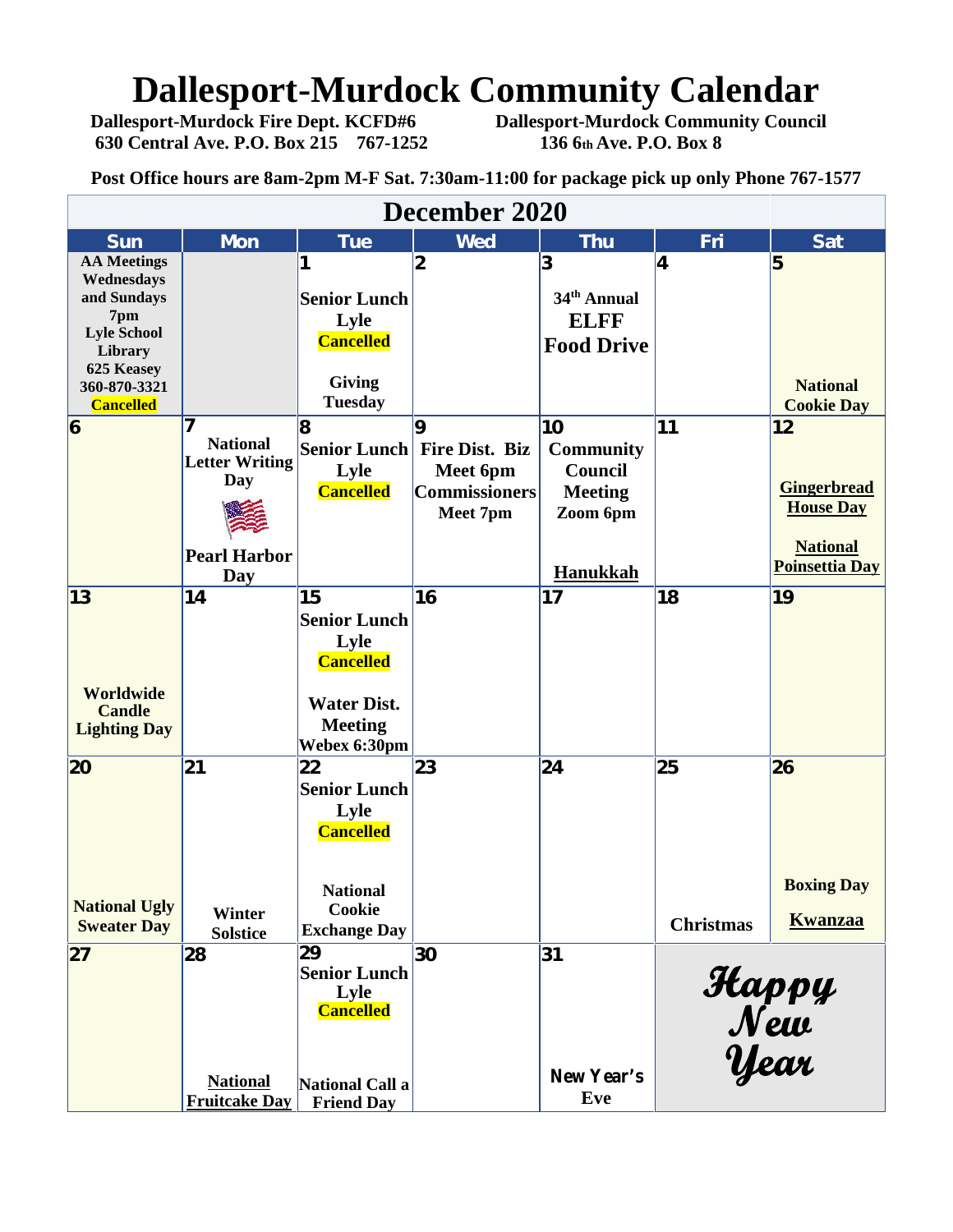# Dallesport-Murdock Community Calendar

**Dallesport-Murdock Fire Dept. KCFD#6**
**630 Central Ave. P.O. Box 215 767-1252**

**Dallesport-Murdock Community Council**
**136 6th Ave. P.O. Box 8**

**Post Office hours are 8am-2pm M-F Sat. 7:30am-11:00 for package pick up only Phone 767-1577**

## December 2020

| Sun | Mon | Tue | Wed | Thu | Fri | Sat |
|---|---|---|---|---|---|---|
| AA Meetings Wednesdays and Sundays 7pm Lyle School Library 625 Keasey 360-870-3321 Cancelled | | 1 Senior Lunch Lyle Cancelled Giving Tuesday | 2 | 3 34th Annual ELFF Food Drive | 4 | 5 National Cookie Day |
| 6 | 7 National Letter Writing Day Pearl Harbor Day | 8 Senior Lunch Lyle Cancelled | 9 Fire Dist. Biz Meet 6pm Commissioners Meet 7pm | 10 Community Council Meeting Zoom 6pm Hanukkah | 11 | 12 Gingerbread House Day National Poinsettia Day |
| 13 Worldwide Candle Lighting Day | 14 | 15 Senior Lunch Lyle Cancelled Water Dist. Meeting Webex 6:30pm | 16 | 17 | 18 | 19 |
| 20 National Ugly Sweater Day | 21 Winter Solstice | 22 Senior Lunch Lyle Cancelled National Cookie Exchange Day | 23 | 24 | 25 Christmas | 26 Boxing Day Kwanzaa |
| 27 | 28 National Fruitcake Day | 29 Senior Lunch Lyle Cancelled National Call a Friend Day | 30 | 31 New Year's Eve | Happy New Year | |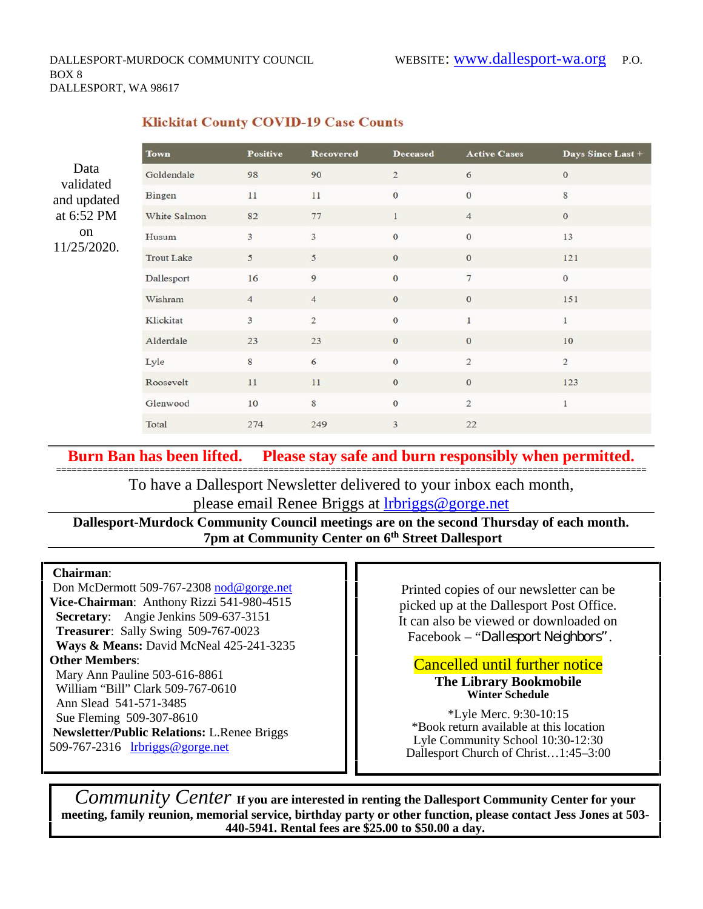DALLESPORT-MURDOCK COMMUNITY COUNCIL WEBSITE: www.dallesport-wa.org P.O. BOX 8
DALLESPORT, WA 98617

## Klickitat County COVID-19 Case Counts

Data validated and updated at 6:52 PM on 11/25/2020.

| Town | Positive | Recovered | Deceased | Active Cases | Days Since Last + |
|---|---|---|---|---|---|
| Goldendale | 98 | 90 | 2 | 6 | 0 |
| Bingen | 11 | 11 | 0 | 0 | 8 |
| White Salmon | 82 | 77 | 1 | 4 | 0 |
| Husum | 3 | 3 | 0 | 0 | 13 |
| Trout Lake | 5 | 5 | 0 | 0 | 121 |
| Dallesport | 16 | 9 | 0 | 7 | 0 |
| Wishram | 4 | 4 | 0 | 0 | 151 |
| Klickitat | 3 | 2 | 0 | 1 | 1 |
| Alderdale | 23 | 23 | 0 | 0 | 10 |
| Lyle | 8 | 6 | 0 | 2 | 2 |
| Roosevelt | 11 | 11 | 0 | 0 | 123 |
| Glenwood | 10 | 8 | 0 | 2 | 1 |
| Total | 274 | 249 | 3 | 22 | |

**Burn Ban has been lifted. Please stay safe and burn responsibly when permitted.**

To have a Dallesport Newsletter delivered to your inbox each month, please email Renee Briggs at lrbriggs@gorge.net

**Dallesport-Murdock Community Council meetings are on the second Thursday of each month. 7pm at Community Center on 6th Street Dallesport**

**Chairman**:
Don McDermott 509-767-2308 nod@gorge.net
**Vice-Chairman**: Anthony Rizzi 541-980-4515
**Secretary**: Angie Jenkins 509-637-3151
**Treasurer**: Sally Swing 509-767-0023
**Ways & Means:** David McNeal 425-241-3235
**Other Members**:
Mary Ann Pauline 503-616-8861
William "Bill" Clark 509-767-0610
Ann Slead 541-571-3485
Sue Fleming 509-307-8610
**Newsletter/Public Relations:** L.Renee Briggs 509-767-2316 lrbriggs@gorge.net

Printed copies of our newsletter can be picked up at the Dallesport Post Office. It can also be viewed or downloaded on Facebook – "Dallesport Neighbors".

Cancelled until further notice

**The Library Bookmobile**
**Winter Schedule**

*Lyle Merc. 9:30-10:15
*Book return available at this location
Lyle Community School 10:30-12:30
Dallesport Church of Christ…1:45–3:00

*Community Center* **If you are interested in renting the Dallesport Community Center for your meeting, family reunion, memorial service, birthday party or other function, please contact Jess Jones at 503-440-5941. Rental fees are $25.00 to $50.00 a day.**